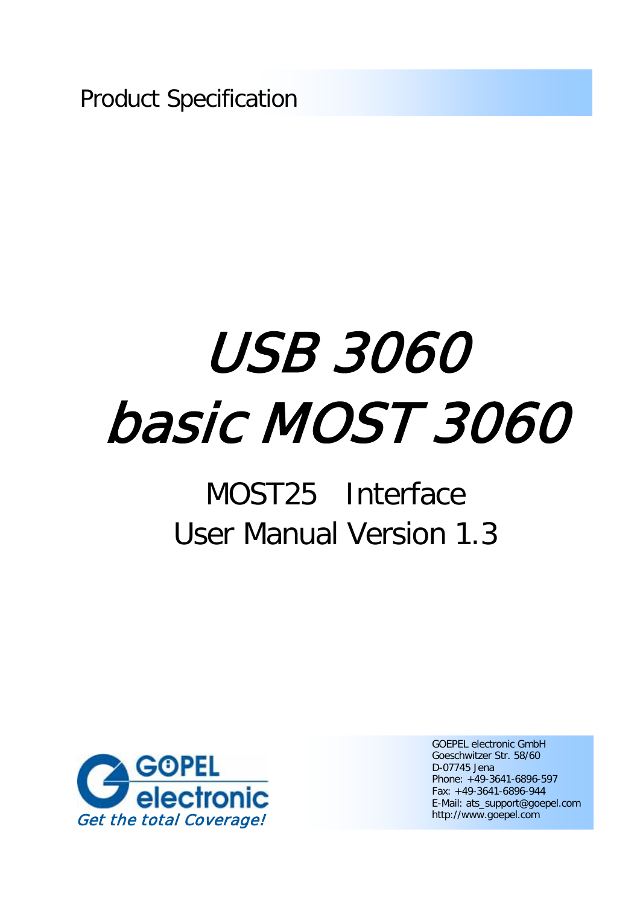Product Specification

# *USB 3060*
# *basic MOST 3060*

## MOST25 Interface
## User Manual Version 1.3

GOPEL electronic
*Get the total Coverage!*

GOEPEL electronic GmbH
Goeschwitzer Str. 58/60
D-07745 Jena
Phone: +49-3641-6896-597
Fax: +49-3641-6896-944
E-Mail: ats_support@goepel.com
http://www.goepel.com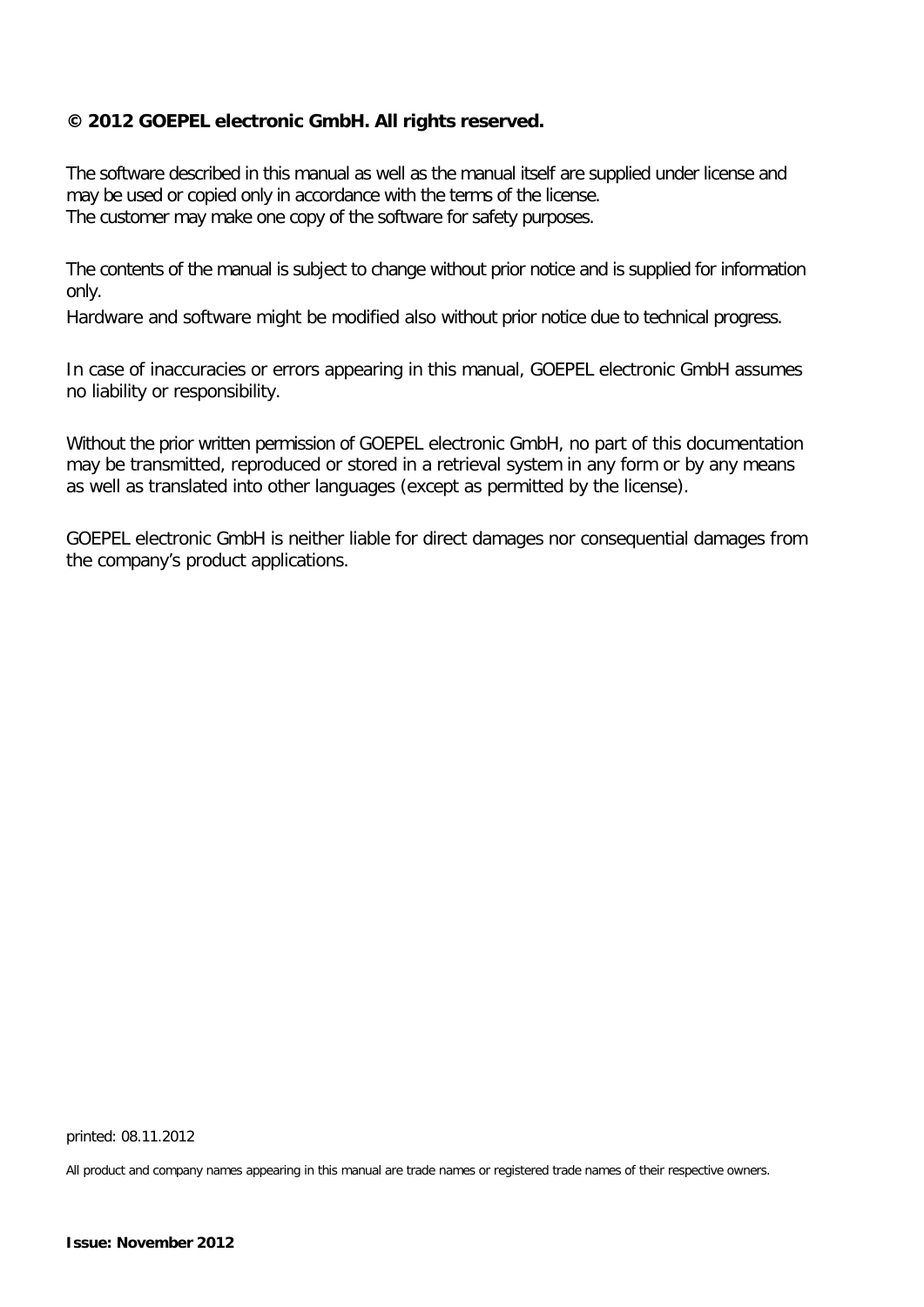**© 2012 GOEPEL electronic GmbH. All rights reserved.**

The software described in this manual as well as the manual itself are supplied under license and may be used or copied only in accordance with the terms of the license.
The customer may make one copy of the software for safety purposes.

The contents of the manual is subject to change without prior notice and is supplied for information only.

Hardware and software might be modified also without prior notice due to technical progress.

In case of inaccuracies or errors appearing in this manual, GOEPEL electronic GmbH assumes no liability or responsibility.

Without the prior written permission of GOEPEL electronic GmbH, no part of this documentation may be transmitted, reproduced or stored in a retrieval system in any form or by any means as well as translated into other languages (except as permitted by the license).

GOEPEL electronic GmbH is neither liable for direct damages nor consequential damages from the company's product applications.

printed: 08.11.2012

All product and company names appearing in this manual are trade names or registered trade names of their respective owners.

**Issue: November 2012**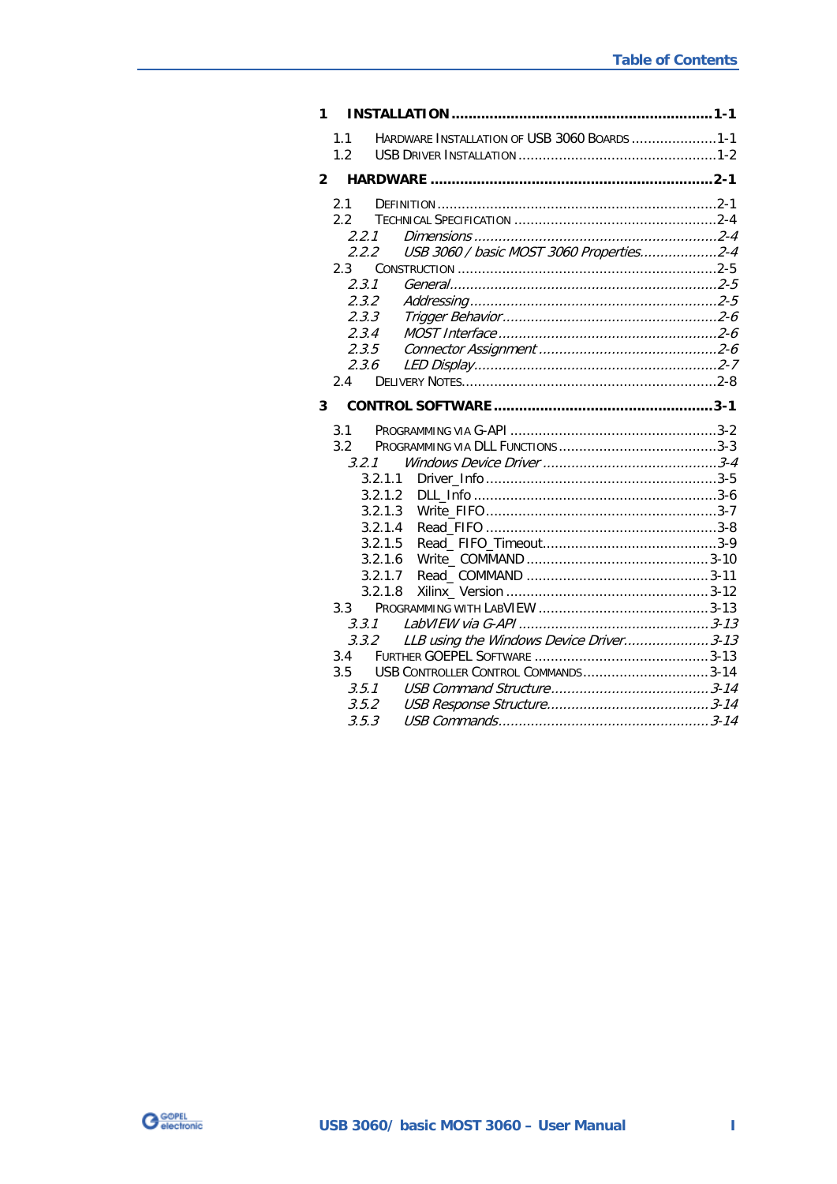# Table of Contents

**1 INSTALLATION** .......................................................... **1-1**

- 1.1 HARDWARE INSTALLATION OF USB 3060 BOARDS .................... 1-1
- 1.2 USB DRIVER INSTALLATION .................................................. 1-2

**2 HARDWARE** .................................................................. **2-1**

- 2.1 DEFINITION ........................................................................ 2-1
- 2.2 TECHNICAL SPECIFICATION .................................................. 2-4
  - *2.2.1 Dimensions ............................................................... 2-4*
  - *2.2.2 USB 3060 / basic MOST 3060 Properties.................... 2-4*
- 2.3 CONSTRUCTION .................................................................. 2-5
  - *2.3.1 General ..................................................................... 2-5*
  - *2.3.2 Addressing ................................................................ 2-5*
  - *2.3.3 Trigger Behavior ........................................................ 2-6*
  - *2.3.4 MOST Interface .......................................................... 2-6*
  - *2.3.5 Connector Assignment ................................................ 2-6*
  - *2.3.6 LED Display ............................................................... 2-7*
- 2.4 DELIVERY NOTES .................................................................. 2-8

**3 CONTROL SOFTWARE** ..................................................... **3-1**

- 3.1 PROGRAMMING VIA G-API ...................................................... 3-2
- 3.2 PROGRAMMING VIA DLL FUNCTIONS ......................................... 3-3
  - *3.2.1 Windows Device Driver ............................................... 3-4*
    - 3.2.1.1 Driver_Info ............................................................ 3-5
    - 3.2.1.2 DLL_Info ............................................................... 3-6
    - 3.2.1.3 Write_FIFO ............................................................ 3-7
    - 3.2.1.4 Read_FIFO ............................................................. 3-8
    - 3.2.1.5 Read_ FIFO_Timeout ................................................ 3-9
    - 3.2.1.6 Write_ COMMAND .................................................. 3-10
    - 3.2.1.7 Read_ COMMAND .................................................. 3-11
    - 3.2.1.8 Xilinx_ Version ...................................................... 3-12
- 3.3 PROGRAMMING WITH LABVIEW ............................................ 3-13
  - *3.3.1 LabVIEW via G-API .................................................. 3-13*
  - *3.3.2 LLB using the Windows Device Driver ......................... 3-13*
- 3.4 FURTHER GOEPEL SOFTWARE ............................................ 3-13
- 3.5 USB CONTROLLER CONTROL COMMANDS ................................ 3-14
  - *3.5.1 USB Command Structure ........................................... 3-14*
  - *3.5.2 USB Response Structure ............................................ 3-14*
  - *3.5.3 USB Commands ......................................................... 3-14*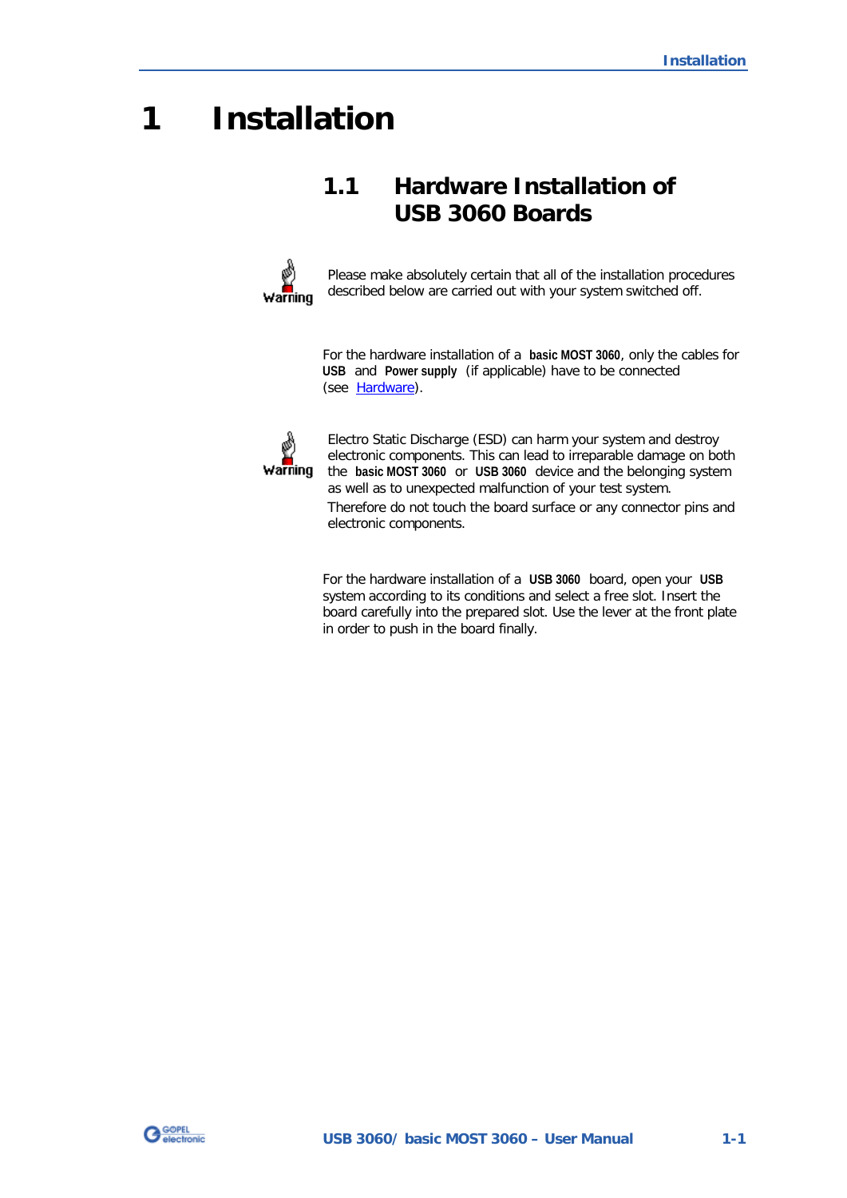# 1 Installation

## 1.1 Hardware Installation of USB 3060 Boards

Warning

Please make absolutely certain that all of the installation procedures described below are carried out with your system switched off.

For the hardware installation of a **basic MOST 3060**, only the cables for **USB** and **Power supply** (if applicable) have to be connected (see Hardware).

Warning

Electro Static Discharge (ESD) can harm your system and destroy electronic components. This can lead to irreparable damage on both the **basic MOST 3060** or **USB 3060** device and the belonging system as well as to unexpected malfunction of your test system.

Therefore do not touch the board surface or any connector pins and electronic components.

For the hardware installation of a **USB 3060** board, open your **USB** system according to its conditions and select a free slot. Insert the board carefully into the prepared slot. Use the lever at the front plate in order to push in the board finally.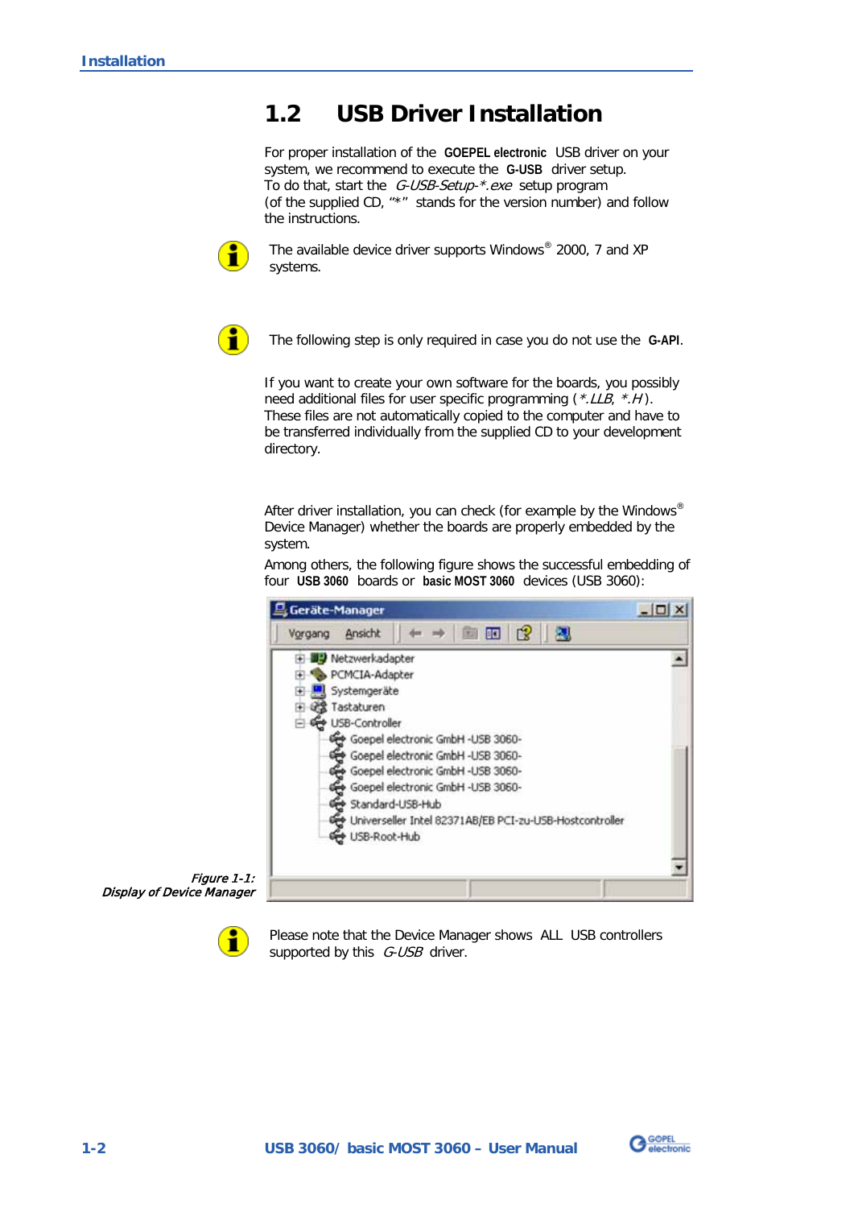## 1.2 USB Driver Installation

For proper installation of the **GOEPEL electronic** USB driver on your system, we recommend to execute the **G-USB** driver setup.
To do that, start the *G-USB-Setup-*.exe* setup program (of the supplied CD, "*" stands for the version number) and follow the instructions.

The available device driver supports Windows® 2000, 7 and XP systems.

The following step is only required in case you do not use the **G-API**.

If you want to create your own software for the boards, you possibly need additional files for user specific programming (*\*.LLB*, *\*.H*). These files are not automatically copied to the computer and have to be transferred individually from the supplied CD to your development directory.

After driver installation, you can check (for example by the Windows® Device Manager) whether the boards are properly embedded by the system.
Among others, the following figure shows the successful embedding of four **USB 3060** boards or **basic MOST 3060** devices (USB 3060):

*Figure 1-1: Display of Device Manager*

Please note that the Device Manager shows ALL USB controllers supported by this *G-USB* driver.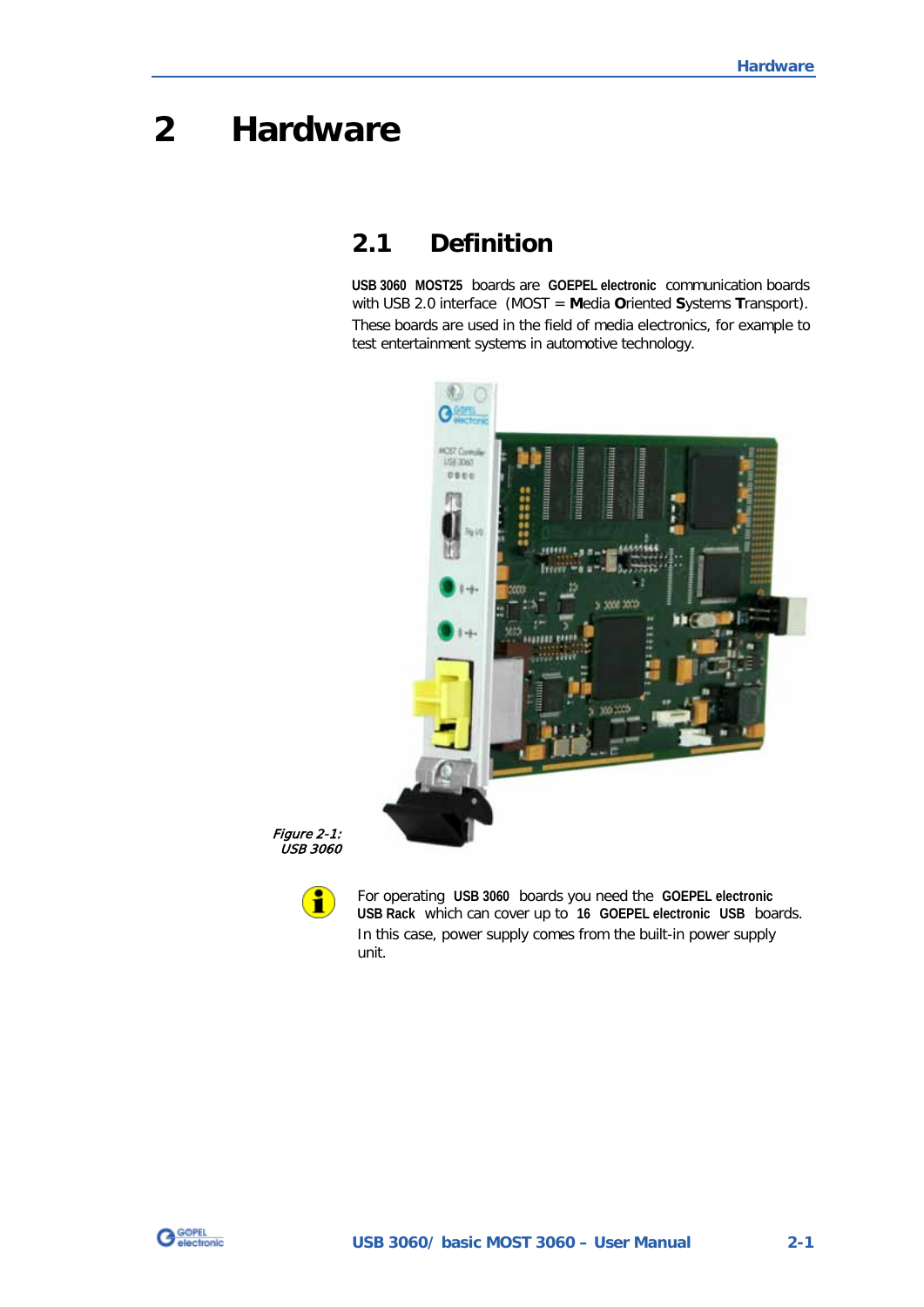# 2 Hardware

## 2.1 Definition

**USB 3060 MOST25** boards are **GOEPEL electronic** communication boards with USB 2.0 interface (MOST = **M**edia **O**riented **S**ystems **T**ransport). These boards are used in the field of media electronics, for example to test entertainment systems in automotive technology.

*Figure 2-1: USB 3060*

For operating **USB 3060** boards you need the **GOEPEL electronic USB Rack** which can cover up to **16 GOEPEL electronic USB** boards. In this case, power supply comes from the built-in power supply unit.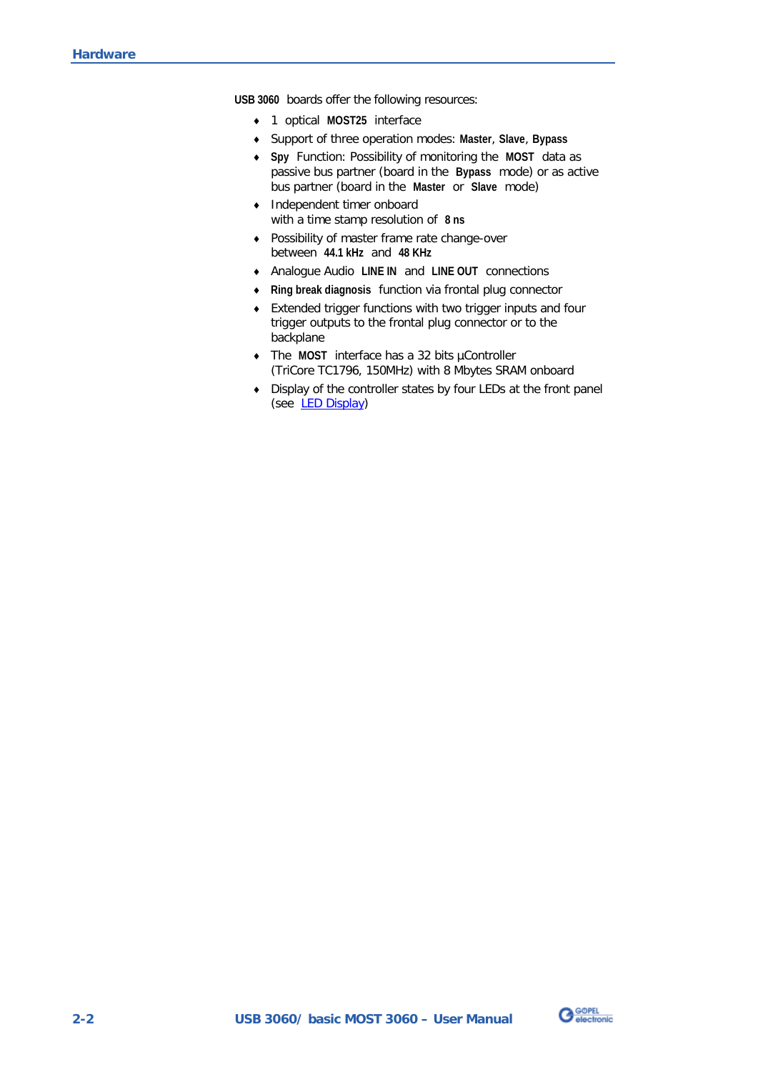**USB 3060** boards offer the following resources:

- 1 optical **MOST25** interface
- Support of three operation modes: **Master**, **Slave**, **Bypass**
- **Spy** Function: Possibility of monitoring the **MOST** data as passive bus partner (board in the **Bypass** mode) or as active bus partner (board in the **Master** or **Slave** mode)
- Independent timer onboard with a time stamp resolution of **8 ns**
- Possibility of master frame rate change-over between **44.1 kHz** and **48 KHz**
- Analogue Audio **LINE IN** and **LINE OUT** connections
- **Ring break diagnosis** function via frontal plug connector
- Extended trigger functions with two trigger inputs and four trigger outputs to the frontal plug connector or to the backplane
- The **MOST** interface has a 32 bits µController (TriCore TC1796, 150MHz) with 8 Mbytes SRAM onboard
- Display of the controller states by four LEDs at the front panel (see LED Display)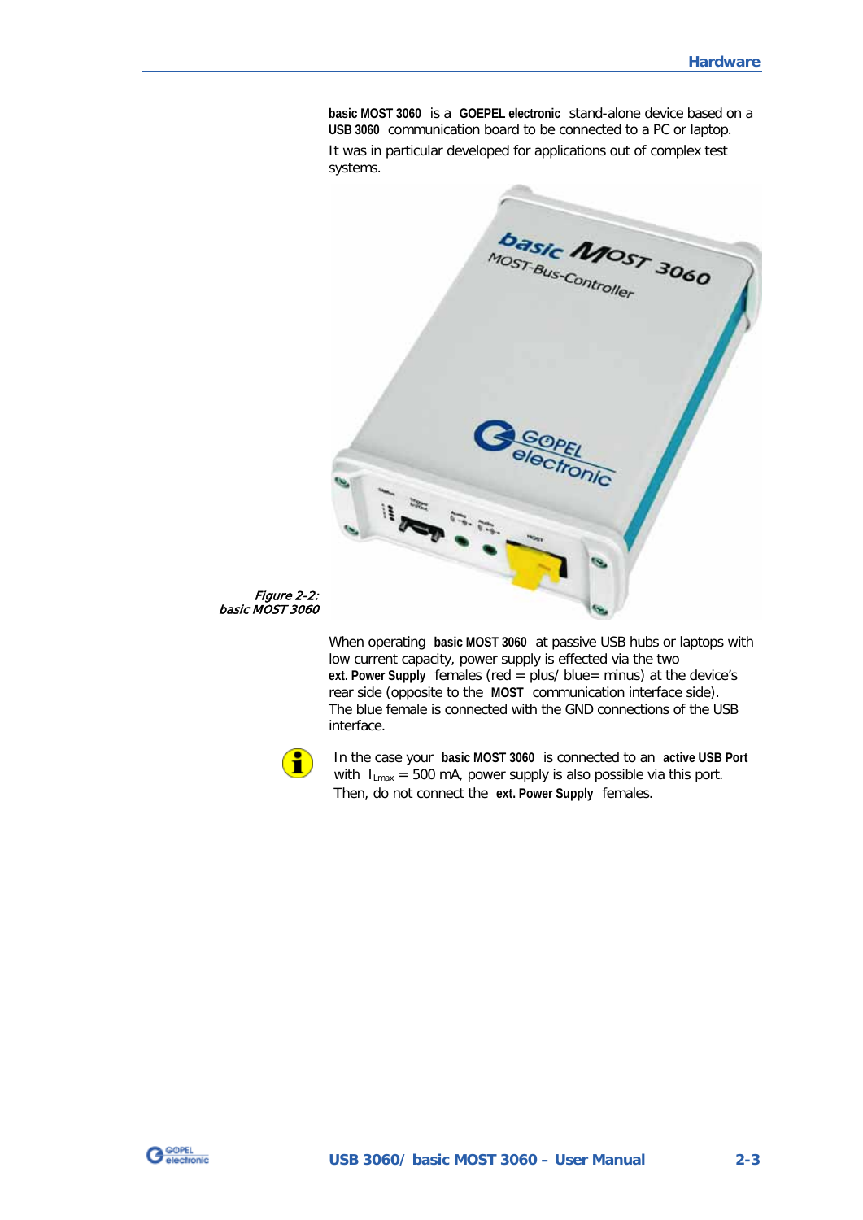**basic MOST 3060** is a **GOEPEL electronic** stand-alone device based on a **USB 3060** communication board to be connected to a PC or laptop.

It was in particular developed for applications out of complex test systems.

*Figure 2-2: basic MOST 3060*

When operating **basic MOST 3060** at passive USB hubs or laptops with low current capacity, power supply is effected via the two **ext. Power Supply** females (red = plus/ blue= minus) at the device's rear side (opposite to the **MOST** communication interface side). The blue female is connected with the GND connections of the USB interface.

In the case your **basic MOST 3060** is connected to an **active USB Port** with $I_{Lmax}$ = 500 mA, power supply is also possible via this port. Then, do not connect the **ext. Power Supply** females.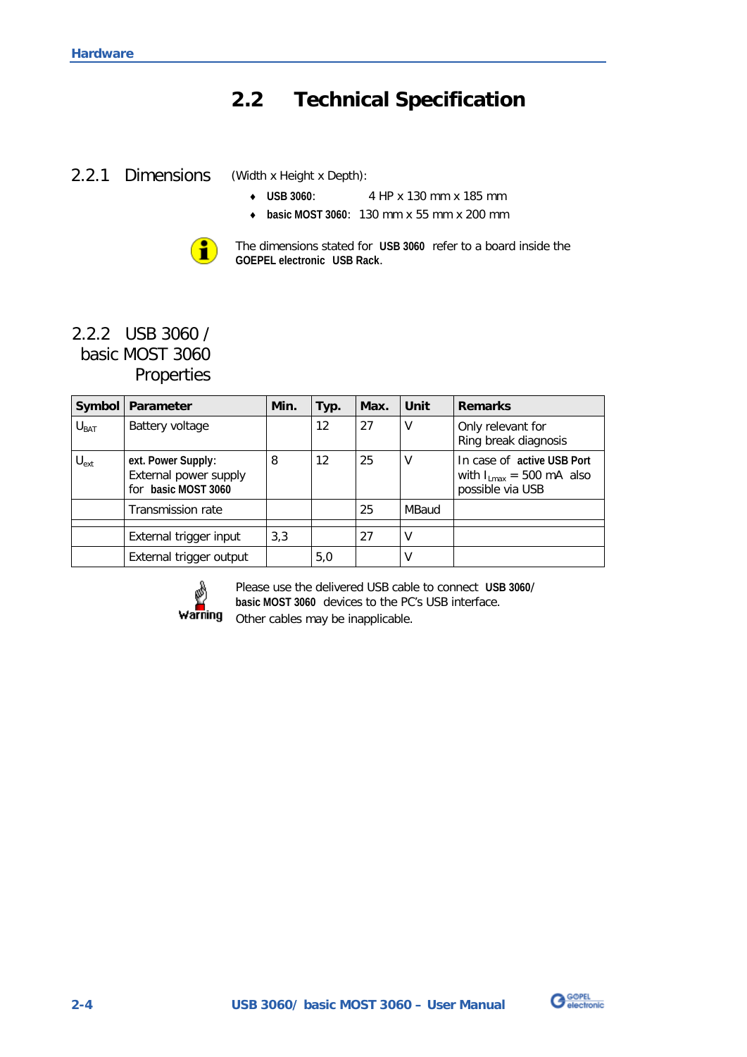## 2.2 Technical Specification

### 2.2.1 Dimensions

(Width x Height x Depth):

- **USB 3060**: 4 HP x 130 mm x 185 mm
- **basic MOST 3060**: 130 mm x 55 mm x 200 mm

The dimensions stated for **USB 3060** refer to a board inside the **GOEPEL electronic USB Rack**.

### 2.2.2 USB 3060 / basic MOST 3060 Properties

| Symbol | Parameter | Min. | Typ. | Max. | Unit | Remarks |
|---|---|---|---|---|---|---|
| $U_{BAT}$ | Battery voltage | | 12 | 27 | V | Only relevant for Ring break diagnosis |
| $U_{ext}$ | **ext. Power Supply**: External power supply for **basic MOST 3060** | 8 | 12 | 25 | V | In case of **active USB Port** with $I_{Lmax}$ = 500 mA also possible via USB |
| | Transmission rate | | | 25 | MBaud | |
| | | | | | | |
| | External trigger input | 3,3 | | 27 | V | |
| | External trigger output | | 5,0 | | V | |

Warning

Please use the delivered USB cable to connect **USB 3060/ basic MOST 3060** devices to the PC's USB interface.
Other cables may be inapplicable.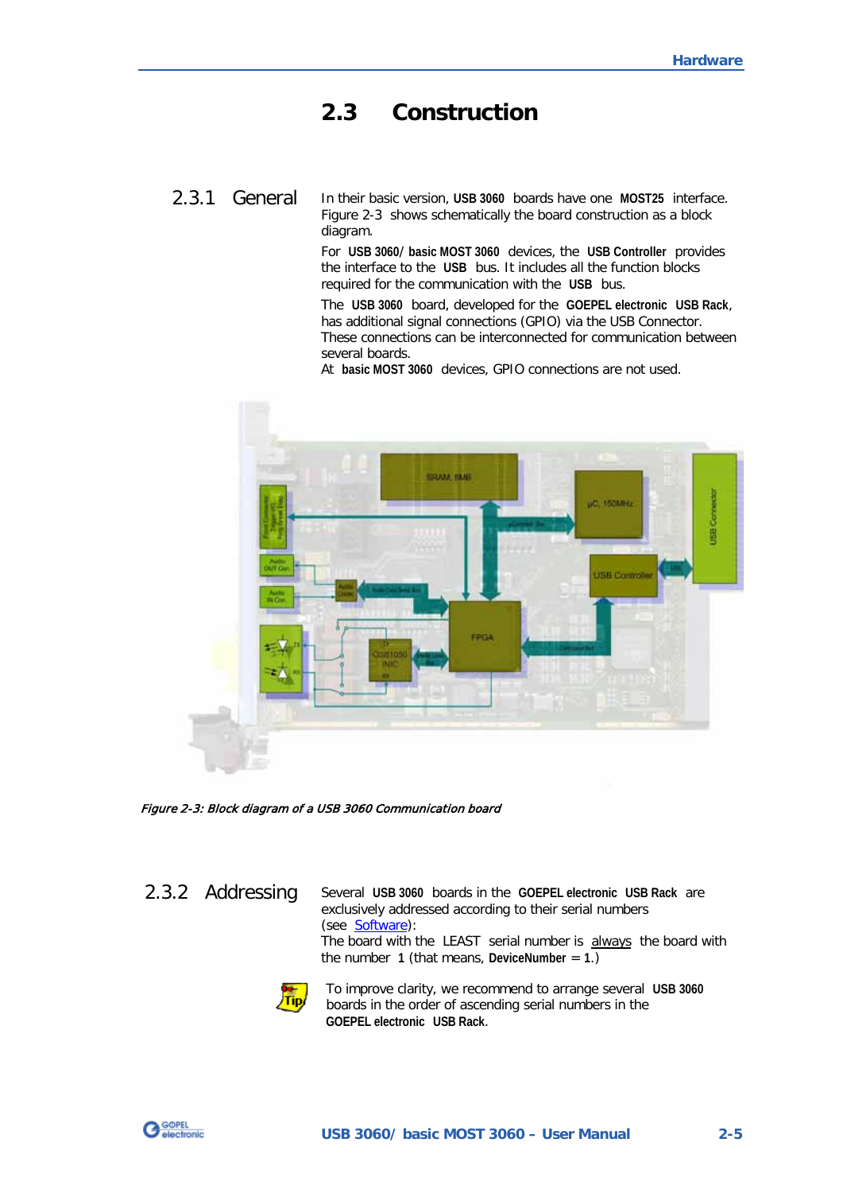## 2.3 Construction

### 2.3.1 General

In their basic version, **USB 3060** boards have one **MOST25** interface. Figure 2-3 shows schematically the board construction as a block diagram.

For **USB 3060/ basic MOST 3060** devices, the **USB Controller** provides the interface to the **USB** bus. It includes all the function blocks required for the communication with the **USB** bus.

The **USB 3060** board, developed for the **GOEPEL electronic USB Rack**, has additional signal connections (GPIO) via the USB Connector. These connections can be interconnected for communication between several boards.
At **basic MOST 3060** devices, GPIO connections are not used.

*Figure 2-3: Block diagram of a USB 3060 Communication board*

### 2.3.2 Addressing

Several **USB 3060** boards in the **GOEPEL electronic USB Rack** are exclusively addressed according to their serial numbers (see Software):
The board with the LEAST serial number is always the board with the number **1** (that means, **DeviceNumber** = **1**.)

Tip: To improve clarity, we recommend to arrange several **USB 3060** boards in the order of ascending serial numbers in the **GOEPEL electronic USB Rack**.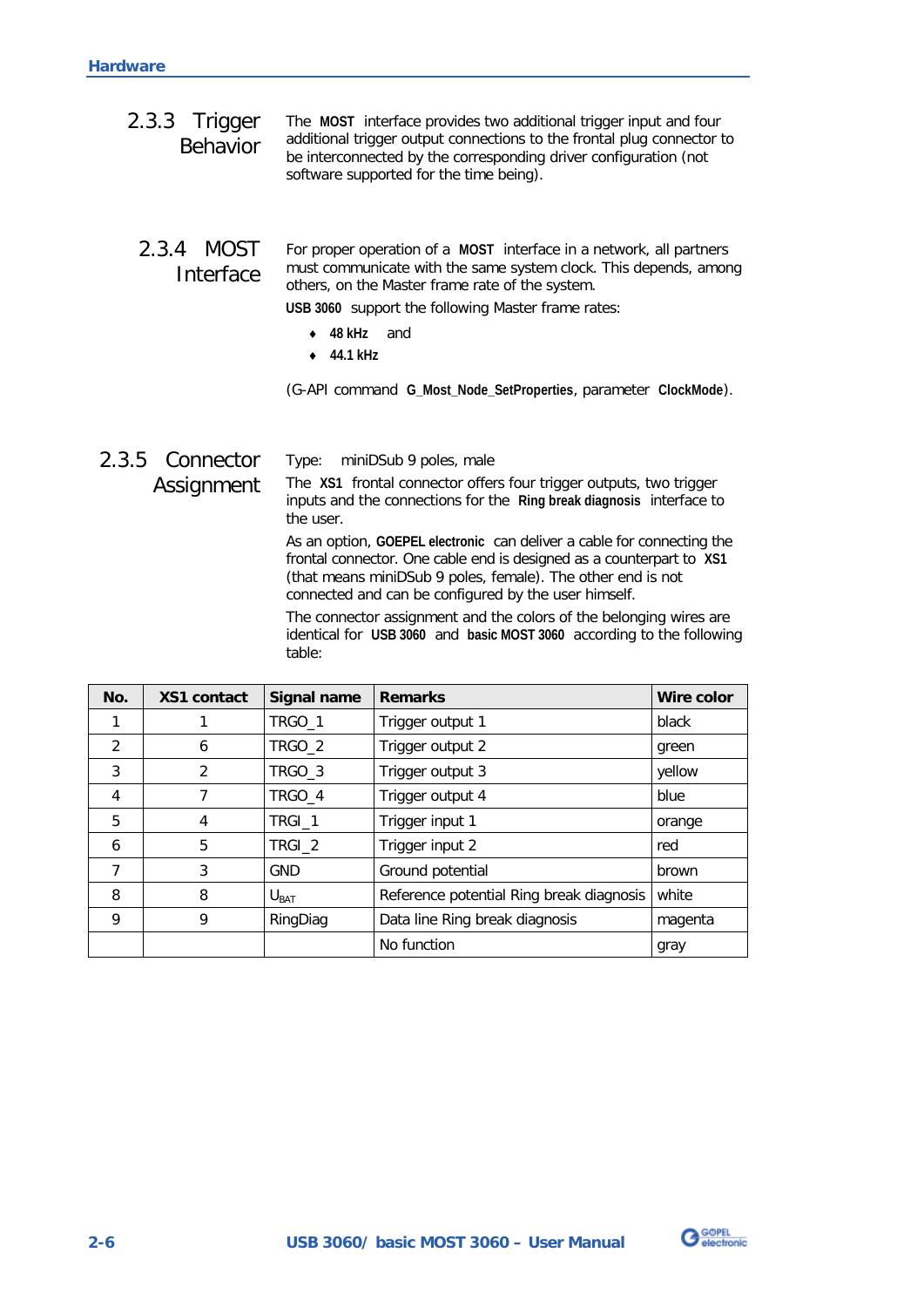### 2.3.3 Trigger Behavior

The **MOST** interface provides two additional trigger input and four additional trigger output connections to the frontal plug connector to be interconnected by the corresponding driver configuration (not software supported for the time being).

### 2.3.4 MOST Interface

For proper operation of a **MOST** interface in a network, all partners must communicate with the same system clock. This depends, among others, on the Master frame rate of the system.

**USB 3060** support the following Master frame rates:

- **48 kHz** and
- **44.1 kHz**

(G-API command **G_Most_Node_SetProperties**, parameter **ClockMode**).

### 2.3.5 Connector Assignment

Type: miniDSub 9 poles, male

The **XS1** frontal connector offers four trigger outputs, two trigger inputs and the connections for the **Ring break diagnosis** interface to the user.

As an option, **GOEPEL electronic** can deliver a cable for connecting the frontal connector. One cable end is designed as a counterpart to **XS1** (that means miniDSub 9 poles, female). The other end is not connected and can be configured by the user himself.

The connector assignment and the colors of the belonging wires are identical for **USB 3060** and **basic MOST 3060** according to the following table:

| No. | XS1 contact | Signal name | Remarks | Wire color |
|---|---|---|---|---|
| 1 | 1 | TRGO_1 | Trigger output 1 | black |
| 2 | 6 | TRGO_2 | Trigger output 2 | green |
| 3 | 2 | TRGO_3 | Trigger output 3 | yellow |
| 4 | 7 | TRGO_4 | Trigger output 4 | blue |
| 5 | 4 | TRGI_1 | Trigger input 1 | orange |
| 6 | 5 | TRGI_2 | Trigger input 2 | red |
| 7 | 3 | GND | Ground potential | brown |
| 8 | 8 | $U_{BAT}$ | Reference potential Ring break diagnosis | white |
| 9 | 9 | RingDiag | Data line Ring break diagnosis | magenta |
| | | | No function | gray |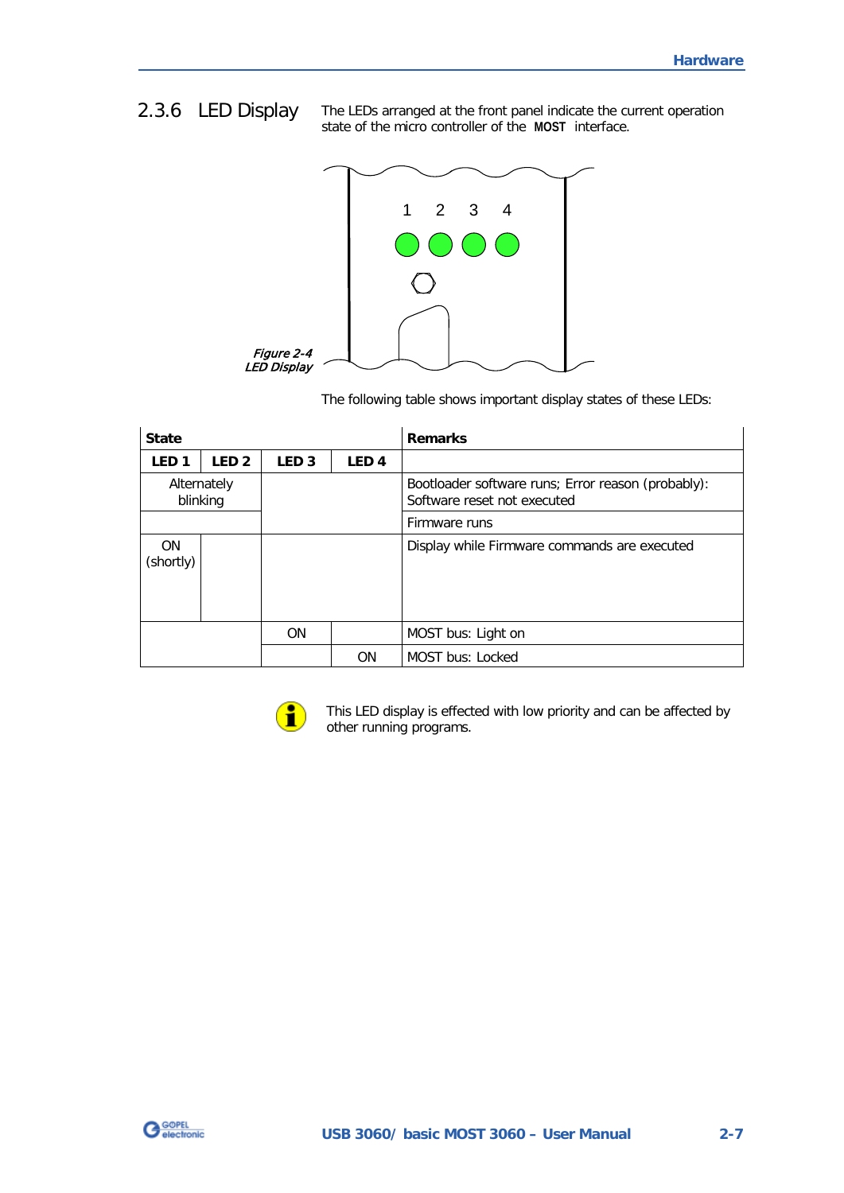## 2.3.6 LED Display

The LEDs arranged at the front panel indicate the current operation state of the micro controller of the **MOST** interface.

*Figure 2-4*
*LED Display*

The following table shows important display states of these LEDs:

| State | | | | Remarks |
|---|---|---|---|---|
| **LED 1** | **LED 2** | **LED 3** | **LED 4** | |
| Alternately blinking | | | | Bootloader software runs; Error reason (probably): Software reset not executed |
| | | | | Firmware runs |
| ON (shortly) | | | | Display while Firmware commands are executed |
| | | ON | | MOST bus: Light on |
| | | | ON | MOST bus: Locked |

This LED display is effected with low priority and can be affected by other running programs.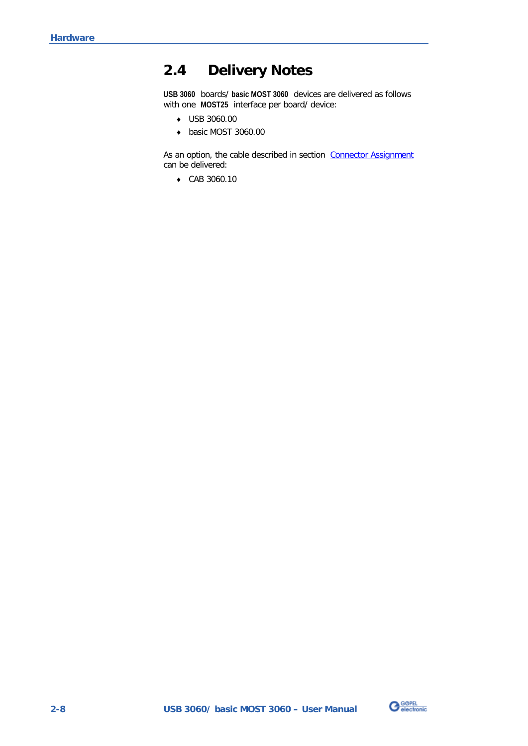## 2.4 Delivery Notes

**USB 3060** boards/ **basic MOST 3060** devices are delivered as follows with one **MOST25** interface per board/ device:

- USB 3060.00
- basic MOST 3060.00

As an option, the cable described in section Connector Assignment can be delivered:

- CAB 3060.10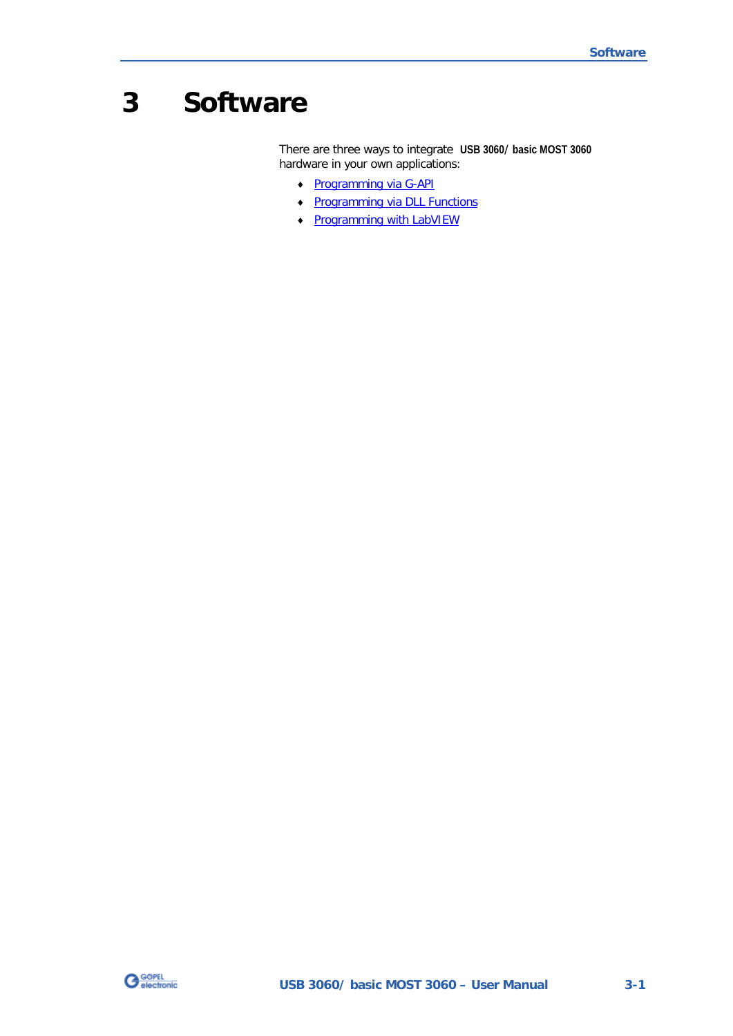# 3 Software

There are three ways to integrate **USB 3060/ basic MOST 3060** hardware in your own applications:

- Programming via G-API
- Programming via DLL Functions
- Programming with LabVIEW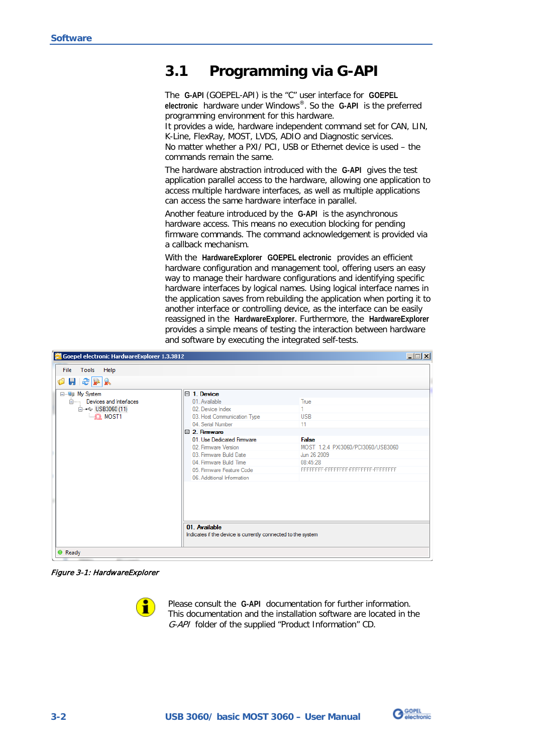## 3.1 Programming via G-API

The **G-API** (GOEPEL-API) is the "C" user interface for **GOEPEL electronic** hardware under Windows®. So the **G-API** is the preferred programming environment for this hardware.
It provides a wide, hardware independent command set for CAN, LIN, K-Line, FlexRay, MOST, LVDS, ADIO and Diagnostic services.
No matter whether a PXI/ PCI, USB or Ethernet device is used – the commands remain the same.

The hardware abstraction introduced with the **G-API** gives the test application parallel access to the hardware, allowing one application to access multiple hardware interfaces, as well as multiple applications can access the same hardware interface in parallel.

Another feature introduced by the **G-API** is the asynchronous hardware access. This means no execution blocking for pending firmware commands. The command acknowledgement is provided via a callback mechanism.

With the **HardwareExplorer GOEPEL electronic** provides an efficient hardware configuration and management tool, offering users an easy way to manage their hardware configurations and identifying specific hardware interfaces by logical names. Using logical interface names in the application saves from rebuilding the application when porting it to another interface or controlling device, as the interface can be easily reassigned in the **HardwareExplorer**. Furthermore, the **HardwareExplorer** provides a simple means of testing the interaction between hardware and software by executing the integrated self-tests.

*Figure 3-1: HardwareExplorer*

Please consult the **G-API** documentation for further information. This documentation and the installation software are located in the *G-API* folder of the supplied "Product Information" CD.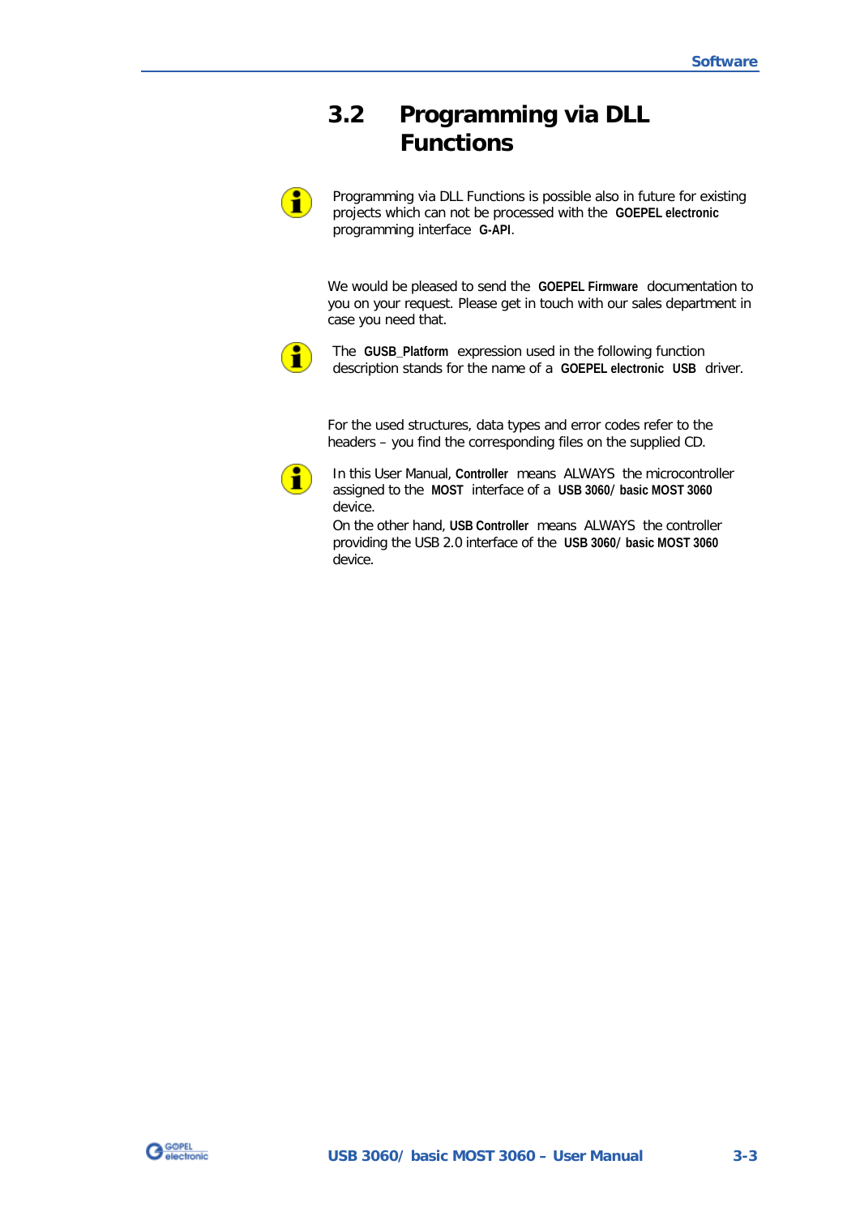## 3.2 Programming via DLL Functions

Programming via DLL Functions is possible also in future for existing projects which can not be processed with the **GOEPEL electronic** programming interface **G-API**.

We would be pleased to send the **GOEPEL Firmware** documentation to you on your request. Please get in touch with our sales department in case you need that.

The **GUSB_Platform** expression used in the following function description stands for the name of a **GOEPEL electronic USB** driver.

For the used structures, data types and error codes refer to the headers – you find the corresponding files on the supplied CD.

In this User Manual, **Controller** means ALWAYS the microcontroller assigned to the **MOST** interface of a **USB 3060/ basic MOST 3060** device.
On the other hand, **USB Controller** means ALWAYS the controller providing the USB 2.0 interface of the **USB 3060/ basic MOST 3060** device.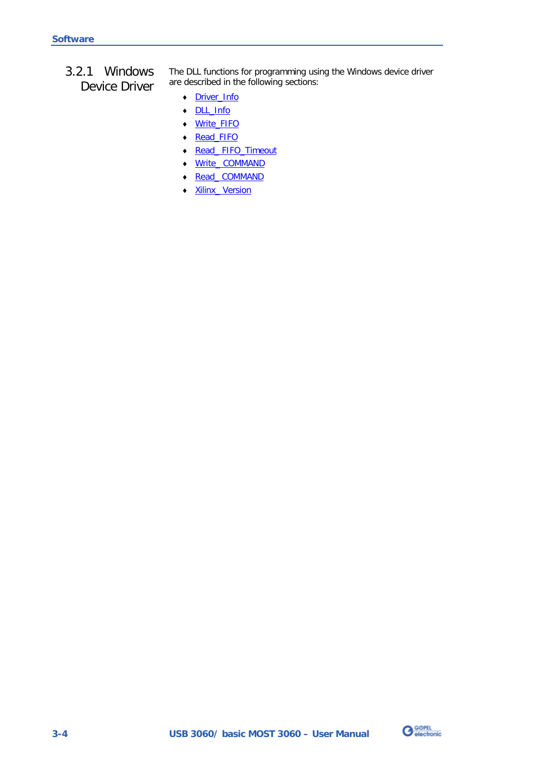### 3.2.1 Windows Device Driver

The DLL functions for programming using the Windows device driver are described in the following sections:

- Driver_Info
- DLL_Info
- Write_FIFO
- Read_FIFO
- Read_ FIFO_Timeout
- Write_ COMMAND
- Read_ COMMAND
- Xilinx_ Version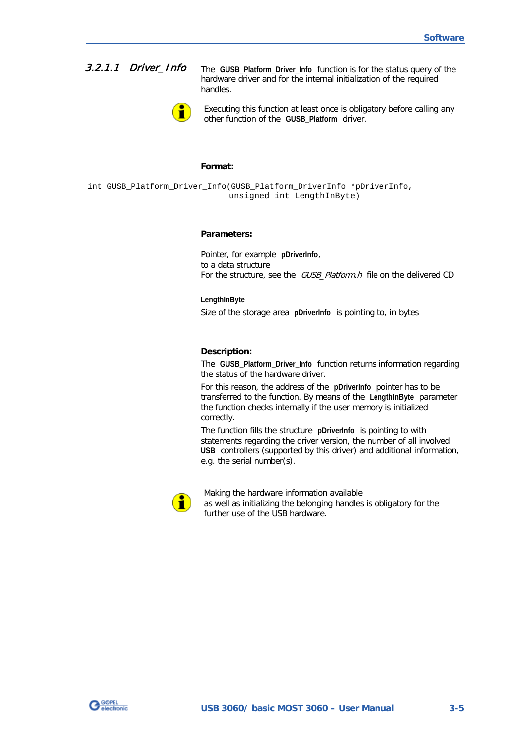#### 3.2.1.1 *Driver_Info*

The **GUSB_Platform_Driver_Info** function is for the status query of the hardware driver and for the internal initialization of the required handles.

Executing this function at least once is obligatory before calling any other function of the **GUSB_Platform** driver.

**Format:**

```
int GUSB_Platform_Driver_Info(GUSB_Platform_DriverInfo *pDriverInfo,
                              unsigned int LengthInByte)
```

**Parameters:**

Pointer, for example **pDriverInfo**,
to a data structure
For the structure, see the *GUSB_Platform.h* file on the delivered CD

**LengthInByte**

Size of the storage area **pDriverInfo** is pointing to, in bytes

**Description:**

The **GUSB_Platform_Driver_Info** function returns information regarding the status of the hardware driver.

For this reason, the address of the **pDriverInfo** pointer has to be transferred to the function. By means of the **LengthInByte** parameter the function checks internally if the user memory is initialized correctly.

The function fills the structure **pDriverInfo** is pointing to with statements regarding the driver version, the number of all involved **USB** controllers (supported by this driver) and additional information, e.g. the serial number(s).

Making the hardware information available
as well as initializing the belonging handles is obligatory for the further use of the USB hardware.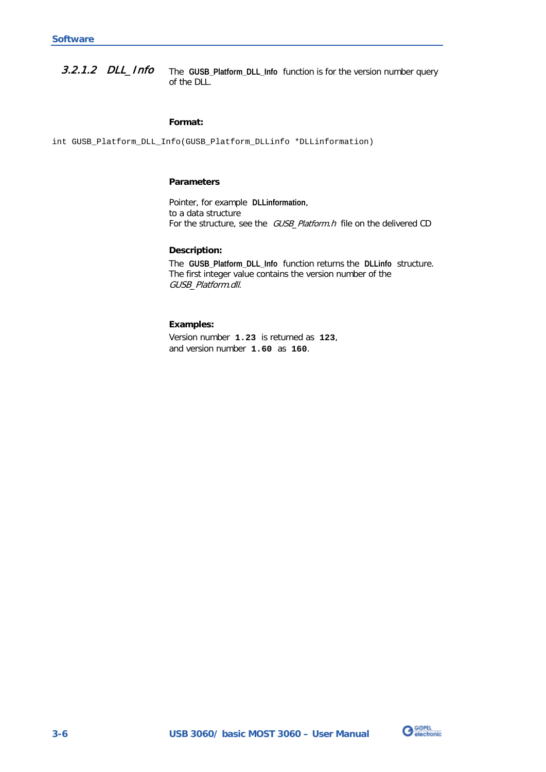#### 3.2.1.2 *DLL_Info*

The **GUSB_Platform_DLL_Info** function is for the version number query of the DLL.

**Format:**

```
int GUSB_Platform_DLL_Info(GUSB_Platform_DLLinfo *DLLinformation)
```

**Parameters**

Pointer, for example **DLLinformation**,
to a data structure
For the structure, see the *GUSB_Platform.h* file on the delivered CD

**Description:**

The **GUSB_Platform_DLL_Info** function returns the **DLLinfo** structure. The first integer value contains the version number of the *GUSB_Platform.dll*.

**Examples:**

Version number **`1.23`** is returned as **`123`**,
and version number **`1.60`** as **`160`**.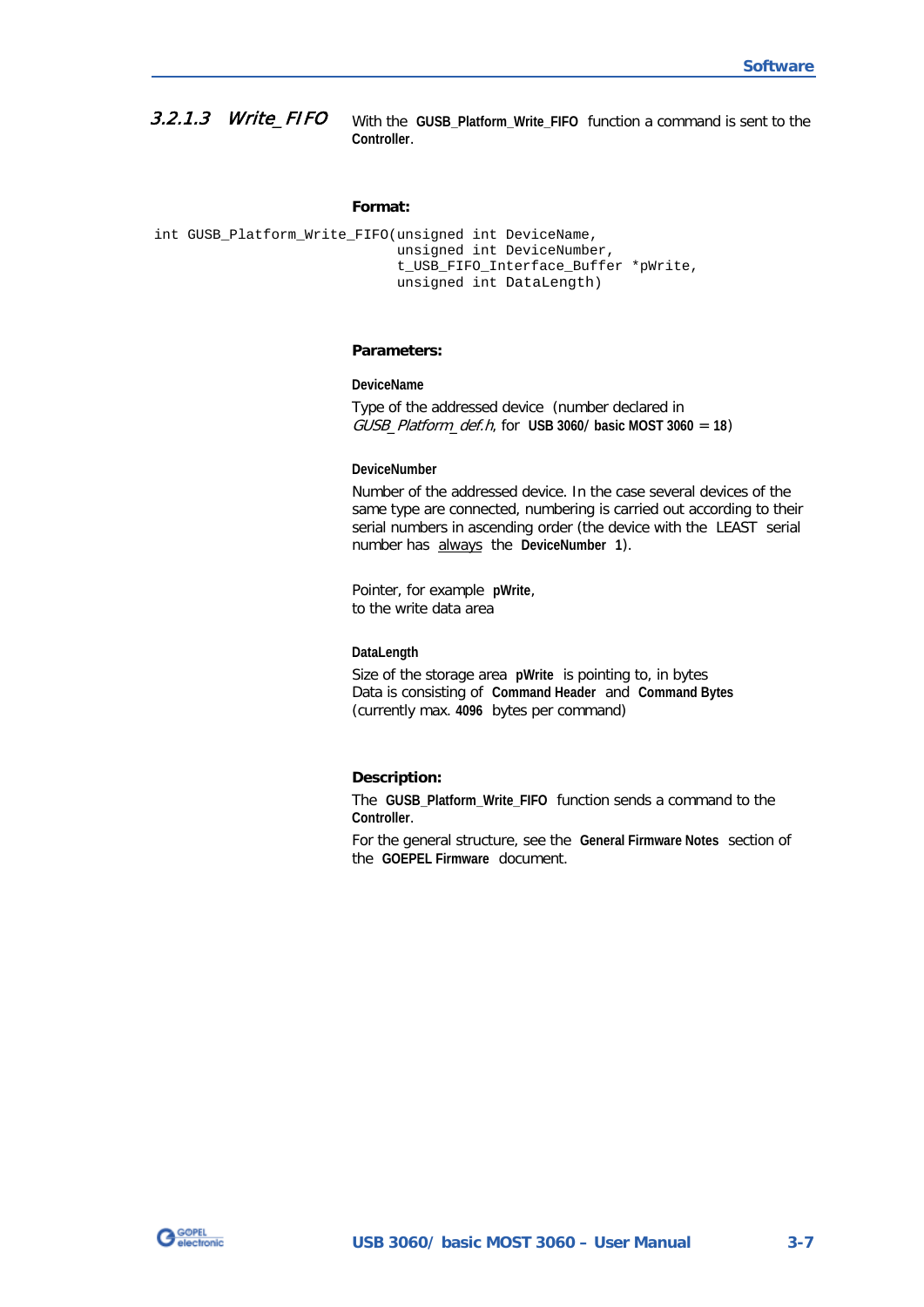#### 3.2.1.3 *Write_FIFO*

With the **GUSB_Platform_Write_FIFO** function a command is sent to the **Controller**.

**Format:**

```
int GUSB_Platform_Write_FIFO(unsigned int DeviceName,
                             unsigned int DeviceNumber,
                             t_USB_FIFO_Interface_Buffer *pWrite,
                             unsigned int DataLength)
```

**Parameters:**

**DeviceName**

Type of the addressed device (number declared in *GUSB_Platform_def.h*, for **USB 3060/ basic MOST 3060** = **18**)

**DeviceNumber**

Number of the addressed device. In the case several devices of the same type are connected, numbering is carried out according to their serial numbers in ascending order (the device with the LEAST serial number has <u>always</u> the **DeviceNumber 1**).

Pointer, for example **pWrite**,
to the write data area

**DataLength**

Size of the storage area **pWrite** is pointing to, in bytes
Data is consisting of **Command Header** and **Command Bytes**
(currently max. **4096** bytes per command)

**Description:**

The **GUSB_Platform_Write_FIFO** function sends a command to the **Controller**.

For the general structure, see the **General Firmware Notes** section of the **GOEPEL Firmware** document.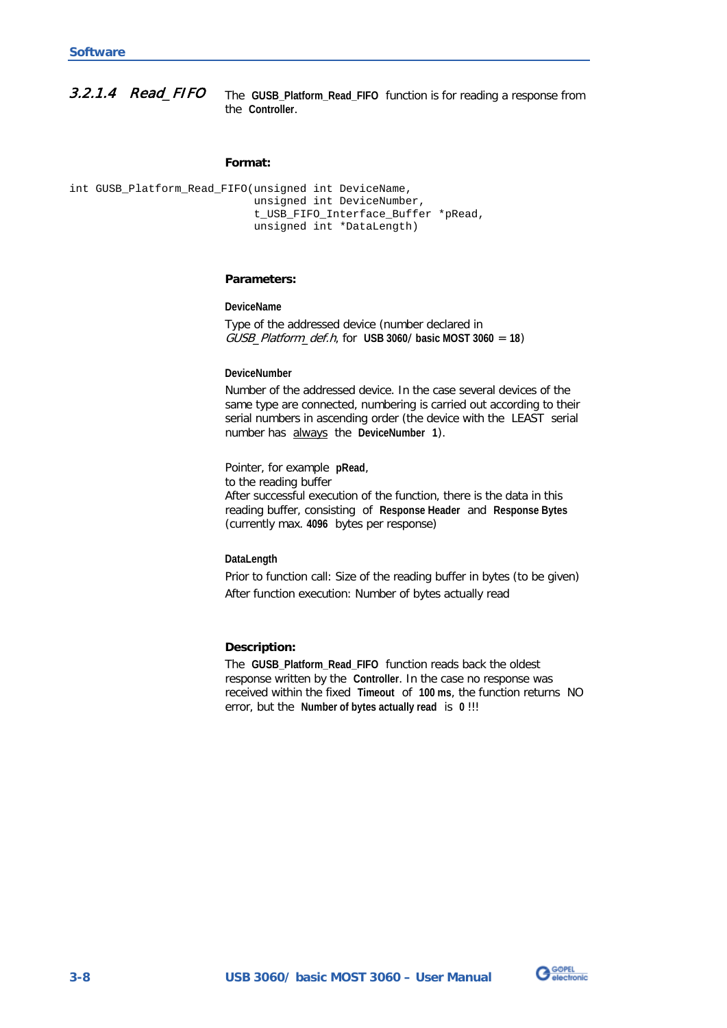#### 3.2.1.4 Read_FIFO

The **GUSB_Platform_Read_FIFO** function is for reading a response from the **Controller**.

**Format:**

```
int GUSB_Platform_Read_FIFO(unsigned int DeviceName,
                            unsigned int DeviceNumber,
                            t_USB_FIFO_Interface_Buffer *pRead,
                            unsigned int *DataLength)
```

**Parameters:**

**DeviceName**

Type of the addressed device (number declared in *GUSB_Platform_def.h*, for **USB 3060/ basic MOST 3060 = 18**)

**DeviceNumber**

Number of the addressed device. In the case several devices of the same type are connected, numbering is carried out according to their serial numbers in ascending order (the device with the LEAST serial number has always the **DeviceNumber 1**).

Pointer, for example **pRead**,
to the reading buffer
After successful execution of the function, there is the data in this reading buffer, consisting of **Response Header** and **Response Bytes** (currently max. **4096** bytes per response)

**DataLength**

Prior to function call: Size of the reading buffer in bytes (to be given)

After function execution: Number of bytes actually read

**Description:**

The **GUSB_Platform_Read_FIFO** function reads back the oldest response written by the **Controller**. In the case no response was received within the fixed **Timeout** of **100 ms**, the function returns NO error, but the **Number of bytes actually read** is **0** !!!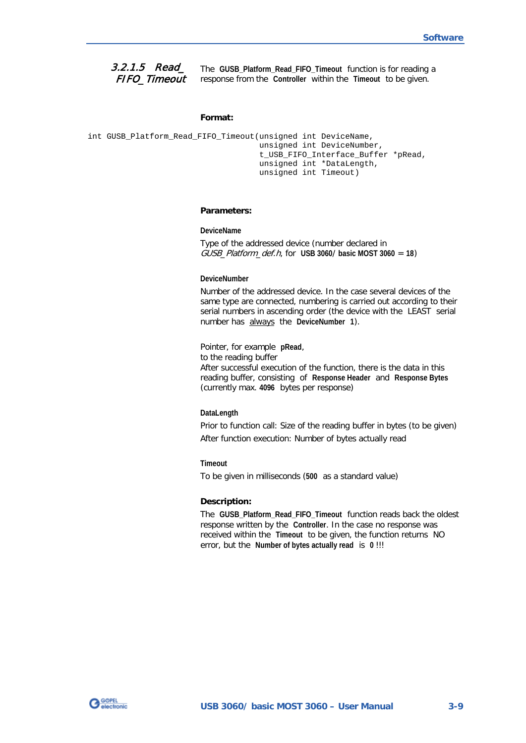### 3.2.1.5 Read_ FIFO_Timeout

The **GUSB_Platform_Read_FIFO_Timeout** function is for reading a response from the **Controller** within the **Timeout** to be given.

**Format:**

```
int GUSB_Platform_Read_FIFO_Timeout(unsigned int DeviceName,
                                    unsigned int DeviceNumber,
                                    t_USB_FIFO_Interface_Buffer *pRead,
                                    unsigned int *DataLength,
                                    unsigned int Timeout)
```

**Parameters:**

**DeviceName**

Type of the addressed device (number declared in *GUSB_Platform_def.h*, for **USB 3060/ basic MOST 3060** = **18**)

**DeviceNumber**

Number of the addressed device. In the case several devices of the same type are connected, numbering is carried out according to their serial numbers in ascending order (the device with the LEAST serial number has always the **DeviceNumber 1**).

Pointer, for example **pRead**,
to the reading buffer
After successful execution of the function, there is the data in this reading buffer, consisting of **Response Header** and **Response Bytes** (currently max. **4096** bytes per response)

**DataLength**

Prior to function call: Size of the reading buffer in bytes (to be given)

After function execution: Number of bytes actually read

**Timeout**

To be given in milliseconds (**500** as a standard value)

**Description:**

The **GUSB_Platform_Read_FIFO_Timeout** function reads back the oldest response written by the **Controller**. In the case no response was received within the **Timeout** to be given, the function returns NO error, but the **Number of bytes actually read** is **0** !!!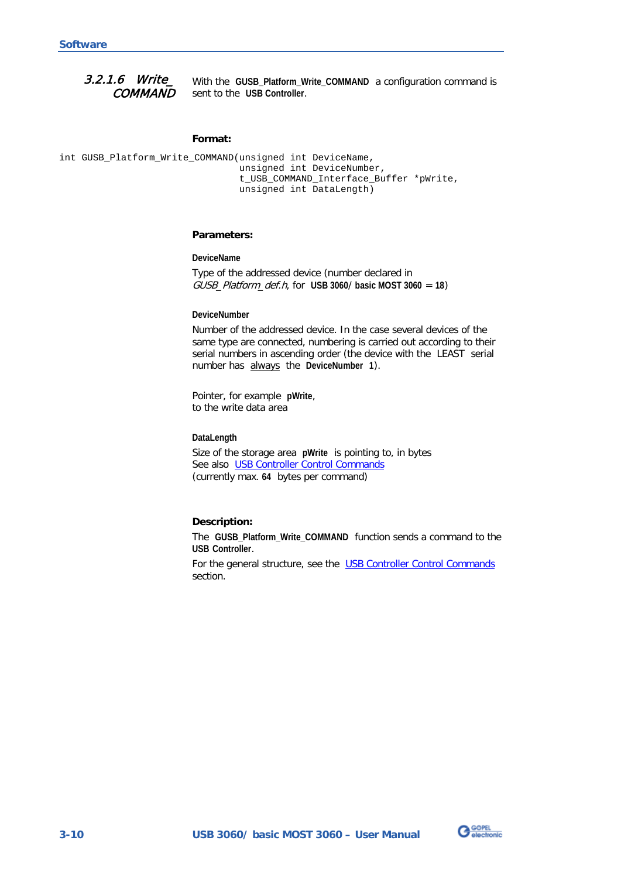### 3.2.1.6 Write_ COMMAND

With the **GUSB_Platform_Write_COMMAND** a configuration command is sent to the **USB Controller**.

**Format:**

```
int GUSB_Platform_Write_COMMAND(unsigned int DeviceName,
                                unsigned int DeviceNumber,
                                t_USB_COMMAND_Interface_Buffer *pWrite,
                                unsigned int DataLength)
```

**Parameters:**

**DeviceName**

Type of the addressed device (number declared in *GUSB_Platform_def.h*, for **USB 3060/ basic MOST 3060 = 18**)

**DeviceNumber**

Number of the addressed device. In the case several devices of the same type are connected, numbering is carried out according to their serial numbers in ascending order (the device with the LEAST serial number has always the **DeviceNumber 1**).

Pointer, for example **pWrite**, to the write data area

**DataLength**

Size of the storage area **pWrite** is pointing to, in bytes
See also USB Controller Control Commands
(currently max. **64** bytes per command)

**Description:**

The **GUSB_Platform_Write_COMMAND** function sends a command to the **USB Controller**.

For the general structure, see the USB Controller Control Commands section.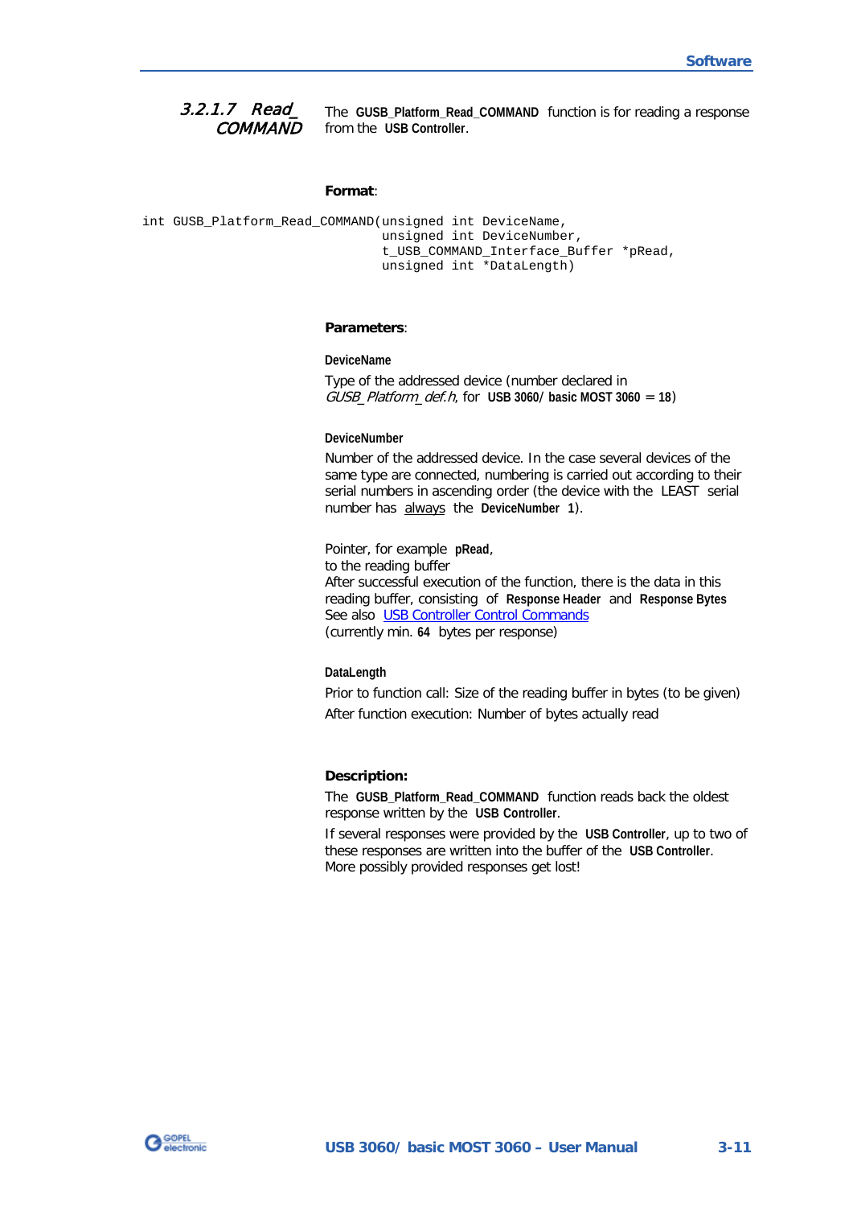### 3.2.1.7 Read_COMMAND

The **GUSB_Platform_Read_COMMAND** function is for reading a response from the **USB Controller**.

**Format**:

```
int GUSB_Platform_Read_COMMAND(unsigned int DeviceName,
                               unsigned int DeviceNumber,
                               t_USB_COMMAND_Interface_Buffer *pRead,
                               unsigned int *DataLength)
```

**Parameters**:

**DeviceName**

Type of the addressed device (number declared in *GUSB_Platform_def.h*, for **USB 3060/ basic MOST 3060** = **18**)

**DeviceNumber**

Number of the addressed device. In the case several devices of the same type are connected, numbering is carried out according to their serial numbers in ascending order (the device with the LEAST serial number has always the **DeviceNumber 1**).

Pointer, for example **pRead**,
to the reading buffer
After successful execution of the function, there is the data in this reading buffer, consisting of **Response Header** and **Response Bytes**
See also USB Controller Control Commands
(currently min. **64** bytes per response)

**DataLength**

Prior to function call: Size of the reading buffer in bytes (to be given)

After function execution: Number of bytes actually read

**Description:**

The **GUSB_Platform_Read_COMMAND** function reads back the oldest response written by the **USB Controller**.

If several responses were provided by the **USB Controller**, up to two of these responses are written into the buffer of the **USB Controller**. More possibly provided responses get lost!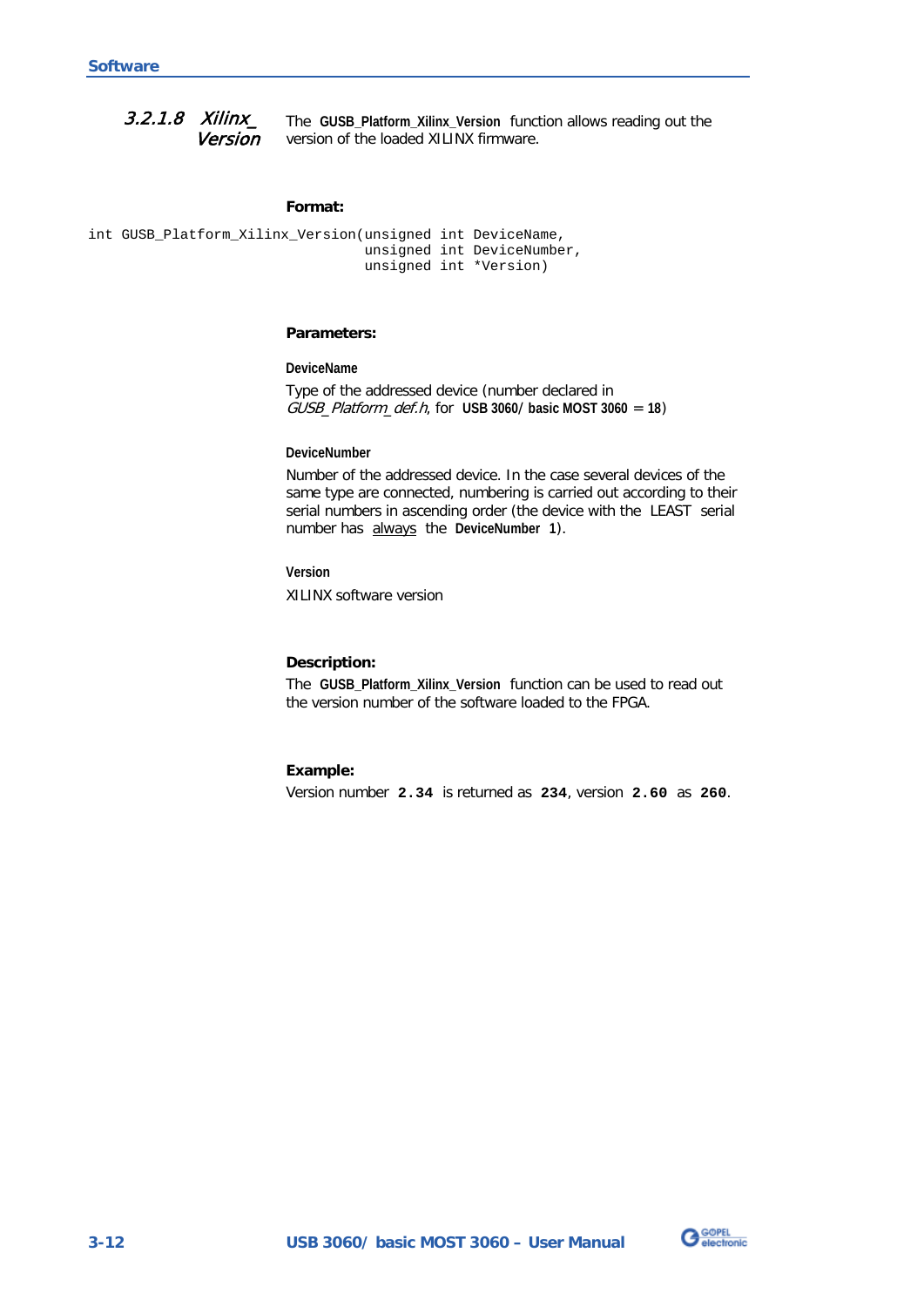### 3.2.1.8 Xilinx_ Version

The **GUSB_Platform_Xilinx_Version** function allows reading out the version of the loaded XILINX firmware.

**Format:**

```
int GUSB_Platform_Xilinx_Version(unsigned int DeviceName,
                                 unsigned int DeviceNumber,
                                 unsigned int *Version)
```

**Parameters:**

**DeviceName**

Type of the addressed device (number declared in *GUSB_Platform_def.h*, for **USB 3060/ basic MOST 3060 = 18**)

**DeviceNumber**

Number of the addressed device. In the case several devices of the same type are connected, numbering is carried out according to their serial numbers in ascending order (the device with the LEAST serial number has always the **DeviceNumber 1**).

**Version**

XILINX software version

**Description:**

The **GUSB_Platform_Xilinx_Version** function can be used to read out the version number of the software loaded to the FPGA.

**Example:**

Version number **2.34** is returned as **234**, version **2.60** as **260**.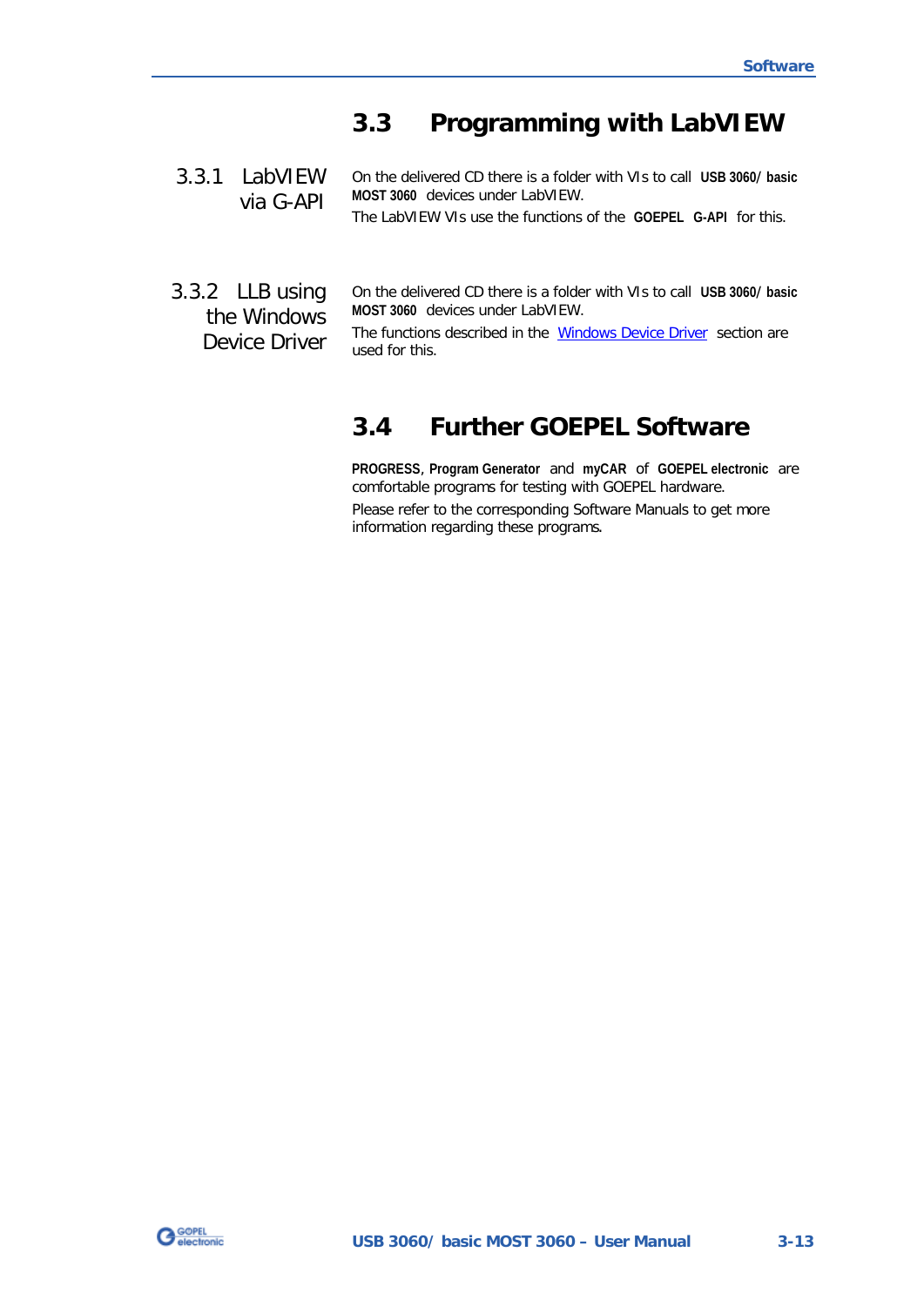## 3.3 Programming with LabVIEW

### 3.3.1 LabVIEW via G-API

On the delivered CD there is a folder with VIs to call **USB 3060/ basic MOST 3060** devices under LabVIEW.

The LabVIEW VIs use the functions of the **GOEPEL G-API** for this.

### 3.3.2 LLB using the Windows Device Driver

On the delivered CD there is a folder with VIs to call **USB 3060/ basic MOST 3060** devices under LabVIEW.

The functions described in the Windows Device Driver section are used for this.

## 3.4 Further GOEPEL Software

**PROGRESS**, **Program Generator** and **myCAR** of **GOEPEL electronic** are comfortable programs for testing with GOEPEL hardware.

Please refer to the corresponding Software Manuals to get more information regarding these programs.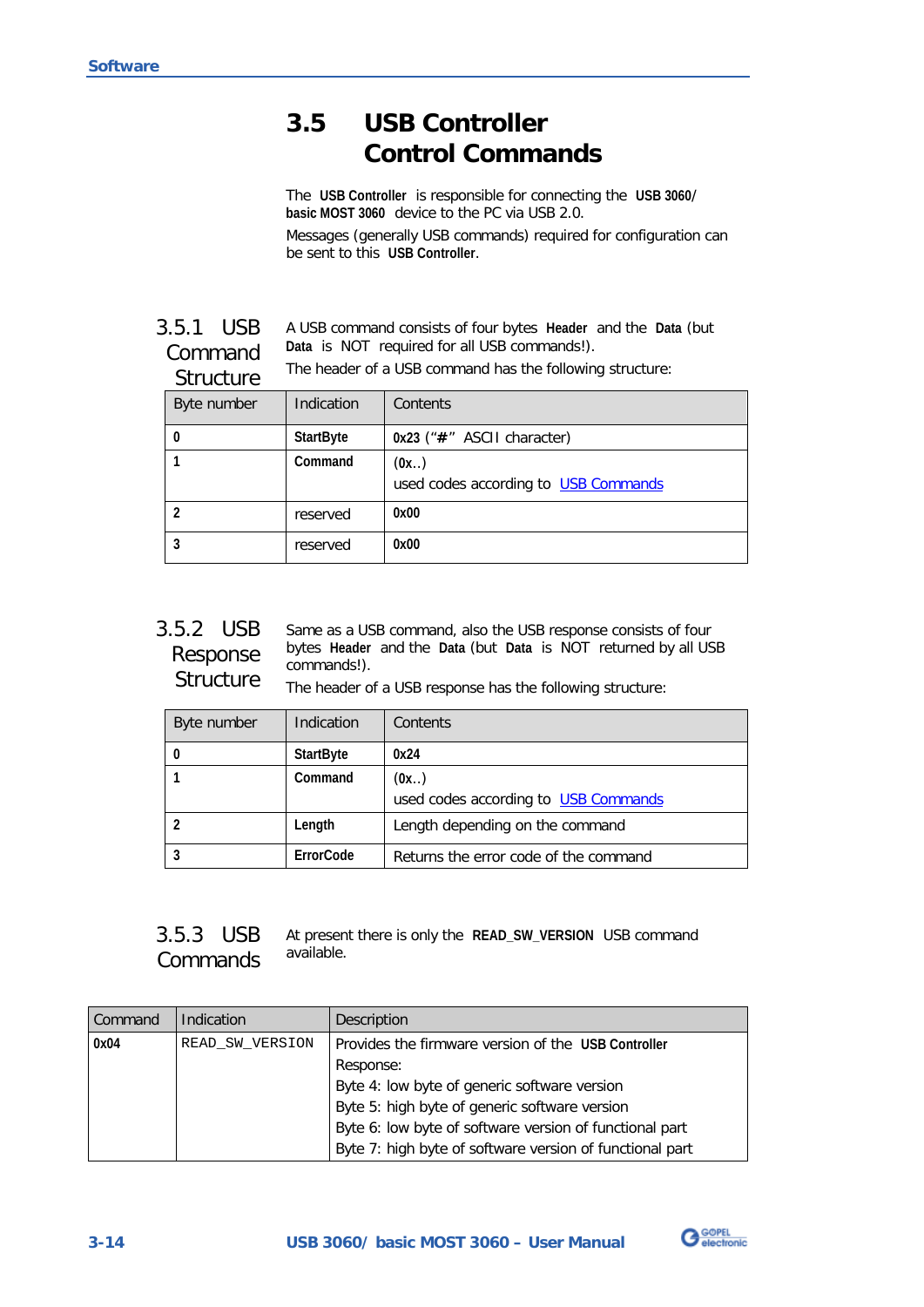# 3.5 USB Controller Control Commands

The **USB Controller** is responsible for connecting the **USB 3060/ basic MOST 3060** device to the PC via USB 2.0.

Messages (generally USB commands) required for configuration can be sent to this **USB Controller**.

## 3.5.1 USB Command Structure

A USB command consists of four bytes **Header** and the **Data** (but **Data** is NOT required for all USB commands!).

The header of a USB command has the following structure:

| Byte number | Indication | Contents |
|---|---|---|
| **0** | **StartByte** | **0x23** (“**#**” ASCII character) |
| **1** | **Command** | (**0x..**)<br>used codes according to USB Commands |
| **2** | reserved | **0x00** |
| **3** | reserved | **0x00** |

## 3.5.2 USB Response Structure

Same as a USB command, also the USB response consists of four bytes **Header** and the **Data** (but **Data** is NOT returned by all USB commands!).

The header of a USB response has the following structure:

| Byte number | Indication | Contents |
|---|---|---|
| **0** | **StartByte** | **0x24** |
| **1** | **Command** | (**0x..**)<br>used codes according to USB Commands |
| **2** | **Length** | Length depending on the command |
| **3** | **ErrorCode** | Returns the error code of the command |

## 3.5.3 USB Commands

At present there is only the **READ_SW_VERSION** USB command available.

| Command | Indication | Description |
|---|---|---|
| **0x04** | `READ_SW_VERSION` | Provides the firmware version of the **USB Controller**<br>Response:<br>Byte 4: low byte of generic software version<br>Byte 5: high byte of generic software version<br>Byte 6: low byte of software version of functional part<br>Byte 7: high byte of software version of functional part |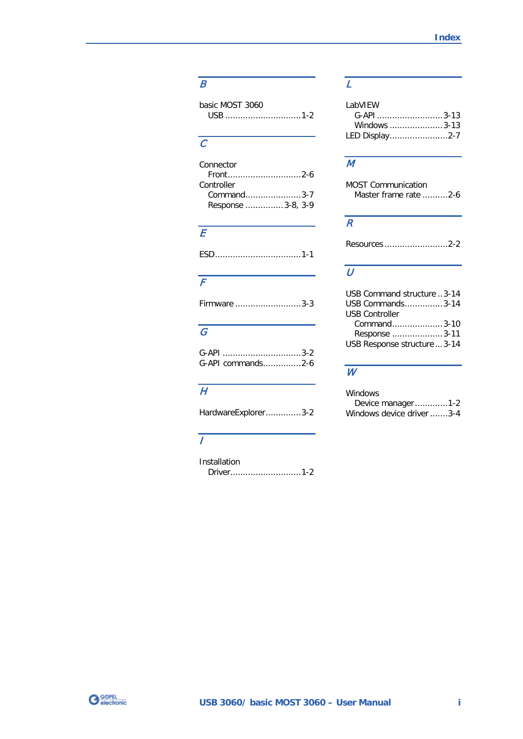## B

basic MOST 3060
- USB ..............................1-2

## C

Connector
- Front.............................2-6

Controller
- Command......................3-7
- Response ...............3-8, 3-9

## E

ESD..................................1-1

## F

Firmware ..........................3-3

## G

G-API ...............................3-2
G-API commands...............2-6

## H

HardwareExplorer..............3-2

## I

Installation
- Driver............................1-2

## L

LabVIEW
- G-API ..........................3-13
- Windows .....................3-13

LED Display.......................2-7

## M

MOST Communication
- Master frame rate ..........2-6

## R

Resources .........................2-2

## U

USB Command structure ..3-14
USB Commands...............3-14
USB Controller
- Command....................3-10
- Response ....................3-11

USB Response structure...3-14

## W

Windows
- Device manager.............1-2

Windows device driver .......3-4